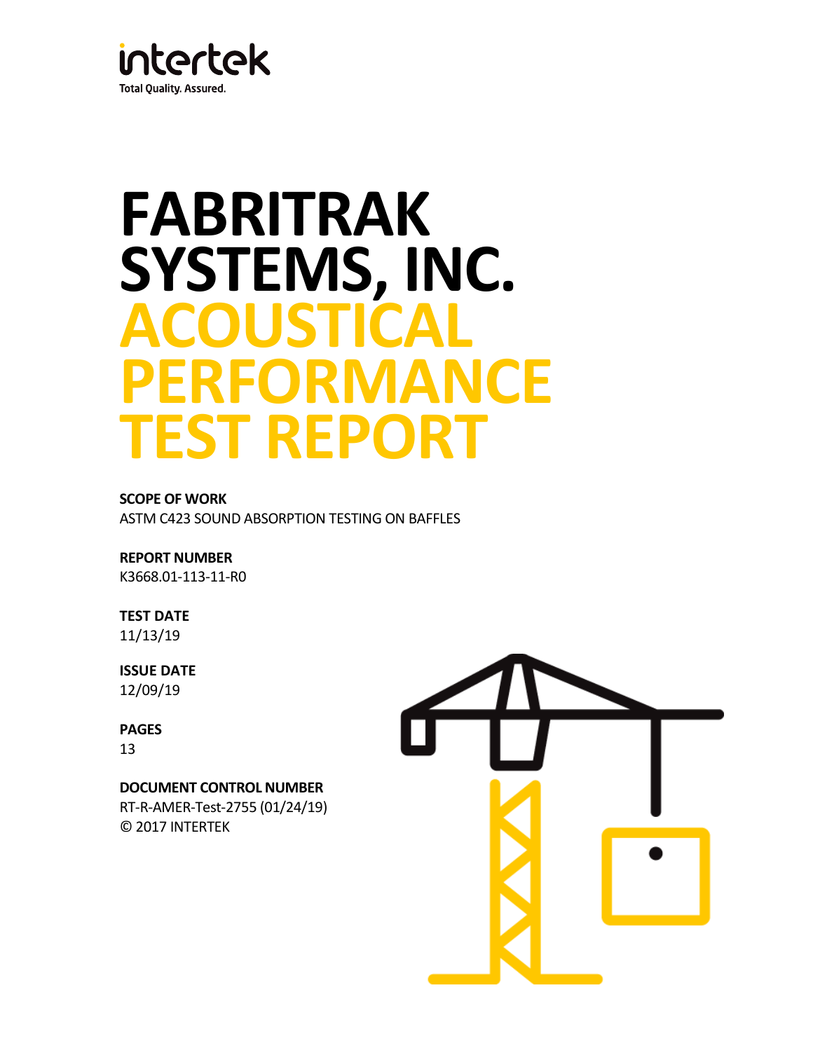intertek

Total Quality. Assured.

# FABRITRAK SYSTEMS, INC. ACOUSTICAL PERFORMANCE TEST REPORT

**SCOPE OF WORK**

ASTM C423 SOUND ABSORPTION TESTING ON BAFFLES

**REPORT NUMBER**

K3668.01-113-11-R0

**TEST DATE**

11/13/19

**ISSUE DATE**

12/09/19

**PAGES**

13

**DOCUMENT CONTROL NUMBER**

RT-R-AMER-Test-2755 (01/24/19)

© 2017 INTERTEK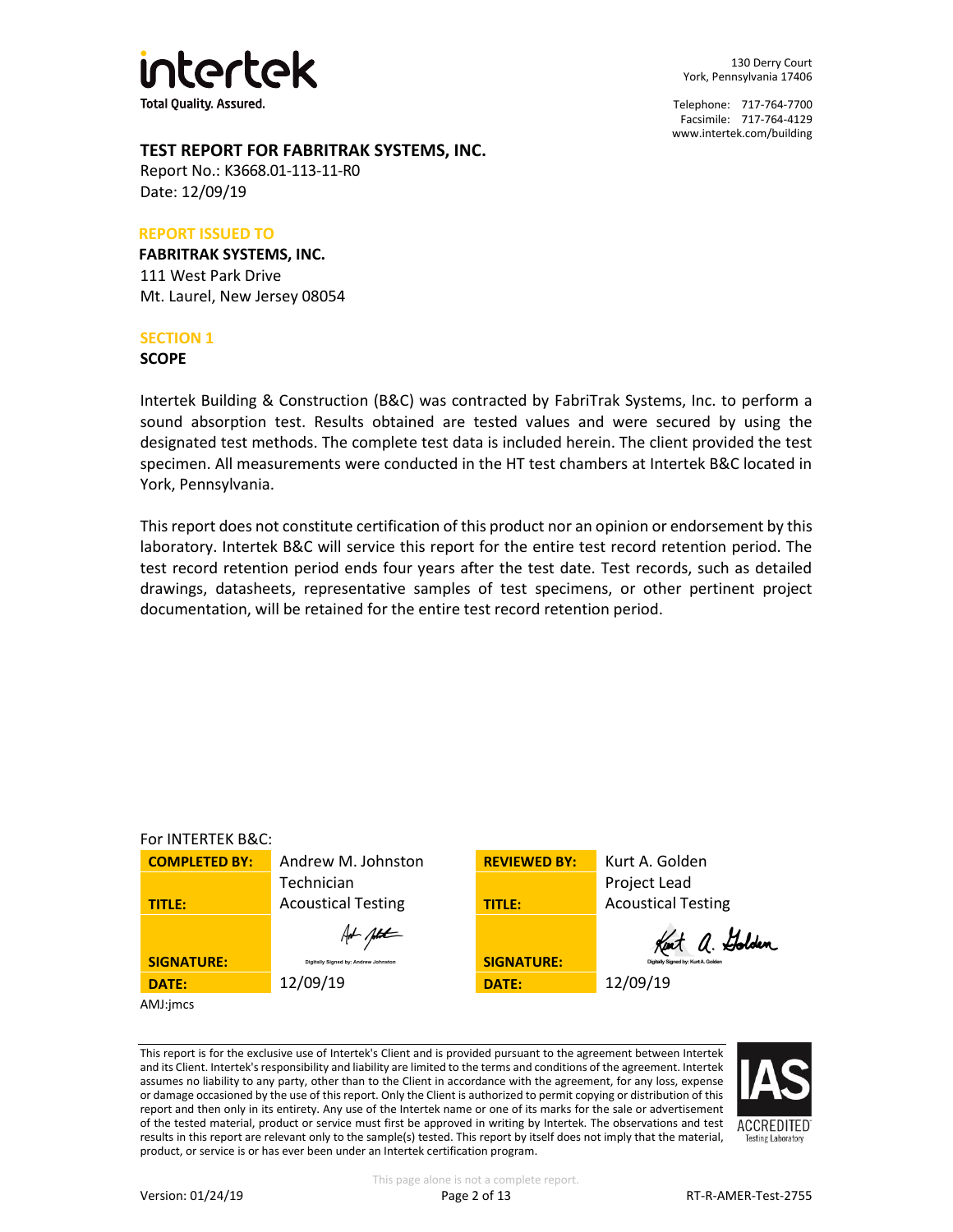intertek

Total Quality. Assured.

130 Derry Court
York, Pennsylvania 17406

Telephone: 717-764-7700
Facsimile: 717-764-4129
www.intertek.com/building

## TEST REPORT FOR FABRITRAK SYSTEMS, INC.

Report No.: K3668.01-113-11-R0
Date: 12/09/19

**REPORT ISSUED TO**

**FABRITRAK SYSTEMS, INC.**
111 West Park Drive
Mt. Laurel, New Jersey 08054

## SECTION 1

### SCOPE

Intertek Building & Construction (B&C) was contracted by FabriTrak Systems, Inc. to perform a sound absorption test. Results obtained are tested values and were secured by using the designated test methods. The complete test data is included herein. The client provided the test specimen. All measurements were conducted in the HT test chambers at Intertek B&C located in York, Pennsylvania.

This report does not constitute certification of this product nor an opinion or endorsement by this laboratory. Intertek B&C will service this report for the entire test record retention period. The test record retention period ends four years after the test date. Test records, such as detailed drawings, datasheets, representative samples of test specimens, or other pertinent project documentation, will be retained for the entire test record retention period.

For INTERTEK B&C:

| | | | |
|---|---|---|---|
| **COMPLETED BY:** | Andrew M. Johnston | **REVIEWED BY:** | Kurt A. Golden |
| **TITLE:** | Technician<br>Acoustical Testing | **TITLE:** | Project Lead<br>Acoustical Testing |
| **SIGNATURE:** | Digitally Signed by: Andrew Johnston | **SIGNATURE:** | Digitally Signed by: Kurt A. Golden |
| **DATE:** | 12/09/19 | **DATE:** | 12/09/19 |

AMJ:jmcs

This report is for the exclusive use of Intertek's Client and is provided pursuant to the agreement between Intertek and its Client. Intertek's responsibility and liability are limited to the terms and conditions of the agreement. Intertek assumes no liability to any party, other than to the Client in accordance with the agreement, for any loss, expense or damage occasioned by the use of this report. Only the Client is authorized to permit copying or distribution of this report and then only in its entirety. Any use of the Intertek name or one of its marks for the sale or advertisement of the tested material, product or service must first be approved in writing by Intertek. The observations and test results in this report are relevant only to the sample(s) tested. This report by itself does not imply that the material, product, or service is or has ever been under an Intertek certification program.

IAS ACCREDITED Testing Laboratory

This page alone is not a complete report.

Version: 01/24/19 RT-R-AMER-Test-2755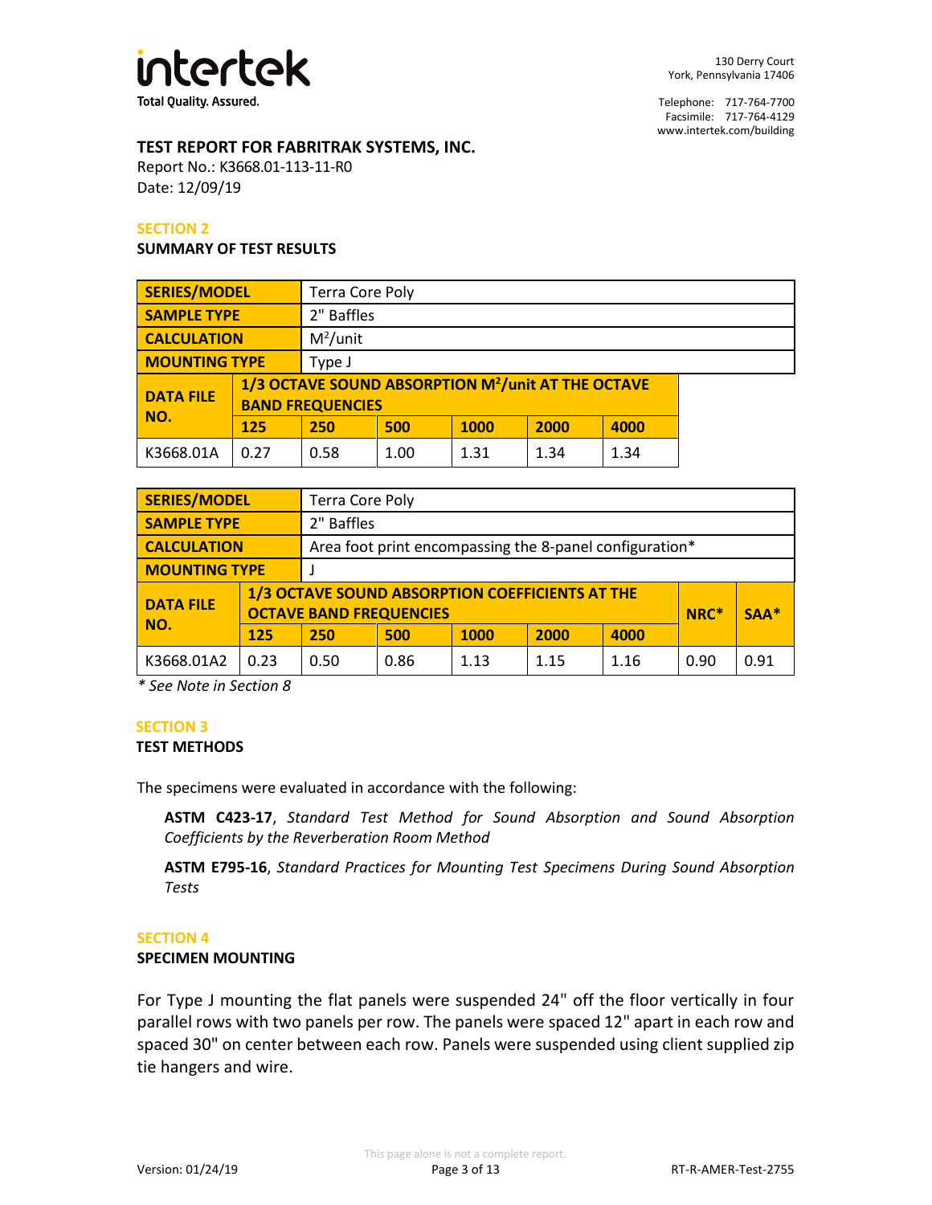**TEST REPORT FOR FABRITRAK SYSTEMS, INC.**

Report No.: K3668.01-113-11-R0

Date: 12/09/19

## SECTION 2

### SUMMARY OF TEST RESULTS

| SERIES/MODEL | Terra Core Poly | | | | | |
|---|---|---|---|---|---|---|
| SAMPLE TYPE | 2" Baffles | | | | | |
| CALCULATION | $M^2$/unit | | | | | |
| MOUNTING TYPE | Type J | | | | | |
| DATA FILE NO. | 1/3 OCTAVE SOUND ABSORPTION $M^2$/unit AT THE OCTAVE BAND FREQUENCIES | | | | | |
| | 125 | 250 | 500 | 1000 | 2000 | 4000 |
| K3668.01A | 0.27 | 0.58 | 1.00 | 1.31 | 1.34 | 1.34 |

| SERIES/MODEL | Terra Core Poly | | | | | | | |
|---|---|---|---|---|---|---|---|---|
| SAMPLE TYPE | 2" Baffles | | | | | | | |
| CALCULATION | Area foot print encompassing the 8-panel configuration* | | | | | | | |
| MOUNTING TYPE | J | | | | | | | |
| DATA FILE NO. | 1/3 OCTAVE SOUND ABSORPTION COEFFICIENTS AT THE OCTAVE BAND FREQUENCIES | | | | | | NRC* | SAA* |
| | 125 | 250 | 500 | 1000 | 2000 | 4000 | | |
| K3668.01A2 | 0.23 | 0.50 | 0.86 | 1.13 | 1.15 | 1.16 | 0.90 | 0.91 |

*\* See Note in Section 8*

## SECTION 3

### TEST METHODS

The specimens were evaluated in accordance with the following:

> **ASTM C423-17**, *Standard Test Method for Sound Absorption and Sound Absorption Coefficients by the Reverberation Room Method*
>
> **ASTM E795-16**, *Standard Practices for Mounting Test Specimens During Sound Absorption Tests*

## SECTION 4

### SPECIMEN MOUNTING

For Type J mounting the flat panels were suspended 24" off the floor vertically in four parallel rows with two panels per row. The panels were spaced 12" apart in each row and spaced 30" on center between each row. Panels were suspended using client supplied zip tie hangers and wire.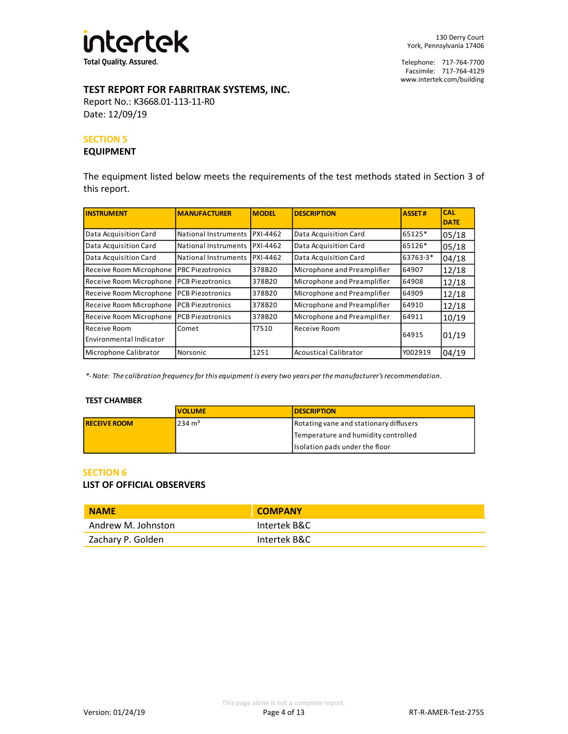### TEST REPORT FOR FABRITRAK SYSTEMS, INC.

Report No.: K3668.01-113-11-R0
Date: 12/09/19

## SECTION 5
### EQUIPMENT

The equipment listed below meets the requirements of the test methods stated in Section 3 of this report.

| INSTRUMENT | MANUFACTURER | MODEL | DESCRIPTION | ASSET # | CAL DATE |
|---|---|---|---|---|---|
| Data Acquisition Card | National Instruments | PXI-4462 | Data Acquisition Card | 65125* | 05/18 |
| Data Acquisition Card | National Instruments | PXI-4462 | Data Acquisition Card | 65126* | 05/18 |
| Data Acquisition Card | National Instruments | PXI-4462 | Data Acquisition Card | 63763-3* | 04/18 |
| Receive Room Microphone | PBC Piezotronics | 378B20 | Microphone and Preamplifier | 64907 | 12/18 |
| Receive Room Microphone | PCB Piezotronics | 378B20 | Microphone and Preamplifier | 64908 | 12/18 |
| Receive Room Microphone | PCB Piezotronics | 378B20 | Microphone and Preamplifier | 64909 | 12/18 |
| Receive Room Microphone | PCB Piezotronics | 378B20 | Microphone and Preamplifier | 64910 | 12/18 |
| Receive Room Microphone | PCB Piezotronics | 378B20 | Microphone and Preamplifier | 64911 | 10/19 |
| Receive Room Environmental Indicator | Comet | T7510 | Receive Room | 64915 | 01/19 |
| Microphone Calibrator | Norsonic | 1251 | Acoustical Calibrator | Y002919 | 04/19 |

*\*- Note: The calibration frequency for this equipment is every two years per the manufacturer's recommendation.*

**TEST CHAMBER**

| | VOLUME | DESCRIPTION |
|---|---|---|
| **RECEIVE ROOM** | 234 m³ | Rotating vane and stationary diffusers<br>Temperature and humidity controlled<br>Isolation pads under the floor |

## SECTION 6
### LIST OF OFFICIAL OBSERVERS

| NAME | COMPANY |
|---|---|
| Andrew M. Johnston | Intertek B&C |
| Zachary P. Golden | Intertek B&C |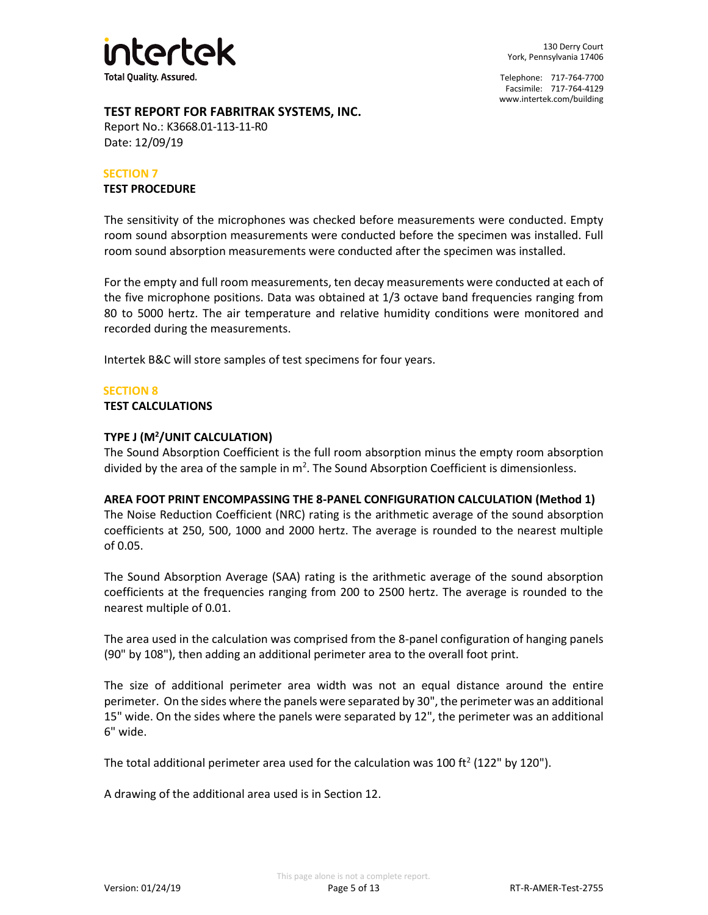**TEST REPORT FOR FABRITRAK SYSTEMS, INC.**
Report No.: K3668.01-113-11-R0
Date: 12/09/19

## SECTION 7
## TEST PROCEDURE

The sensitivity of the microphones was checked before measurements were conducted. Empty room sound absorption measurements were conducted before the specimen was installed. Full room sound absorption measurements were conducted after the specimen was installed.

For the empty and full room measurements, ten decay measurements were conducted at each of the five microphone positions. Data was obtained at 1/3 octave band frequencies ranging from 80 to 5000 hertz. The air temperature and relative humidity conditions were monitored and recorded during the measurements.

Intertek B&C will store samples of test specimens for four years.

## SECTION 8
## TEST CALCULATIONS

### TYPE J ($M^2$/UNIT CALCULATION)

The Sound Absorption Coefficient is the full room absorption minus the empty room absorption divided by the area of the sample in $m^2$. The Sound Absorption Coefficient is dimensionless.

### AREA FOOT PRINT ENCOMPASSING THE 8-PANEL CONFIGURATION CALCULATION (Method 1)

The Noise Reduction Coefficient (NRC) rating is the arithmetic average of the sound absorption coefficients at 250, 500, 1000 and 2000 hertz. The average is rounded to the nearest multiple of 0.05.

The Sound Absorption Average (SAA) rating is the arithmetic average of the sound absorption coefficients at the frequencies ranging from 200 to 2500 hertz. The average is rounded to the nearest multiple of 0.01.

The area used in the calculation was comprised from the 8-panel configuration of hanging panels (90" by 108"), then adding an additional perimeter area to the overall foot print.

The size of additional perimeter area width was not an equal distance around the entire perimeter. On the sides where the panels were separated by 30", the perimeter was an additional 15" wide. On the sides where the panels were separated by 12", the perimeter was an additional 6" wide.

The total additional perimeter area used for the calculation was 100 $ft^2$ (122" by 120").

A drawing of the additional area used is in Section 12.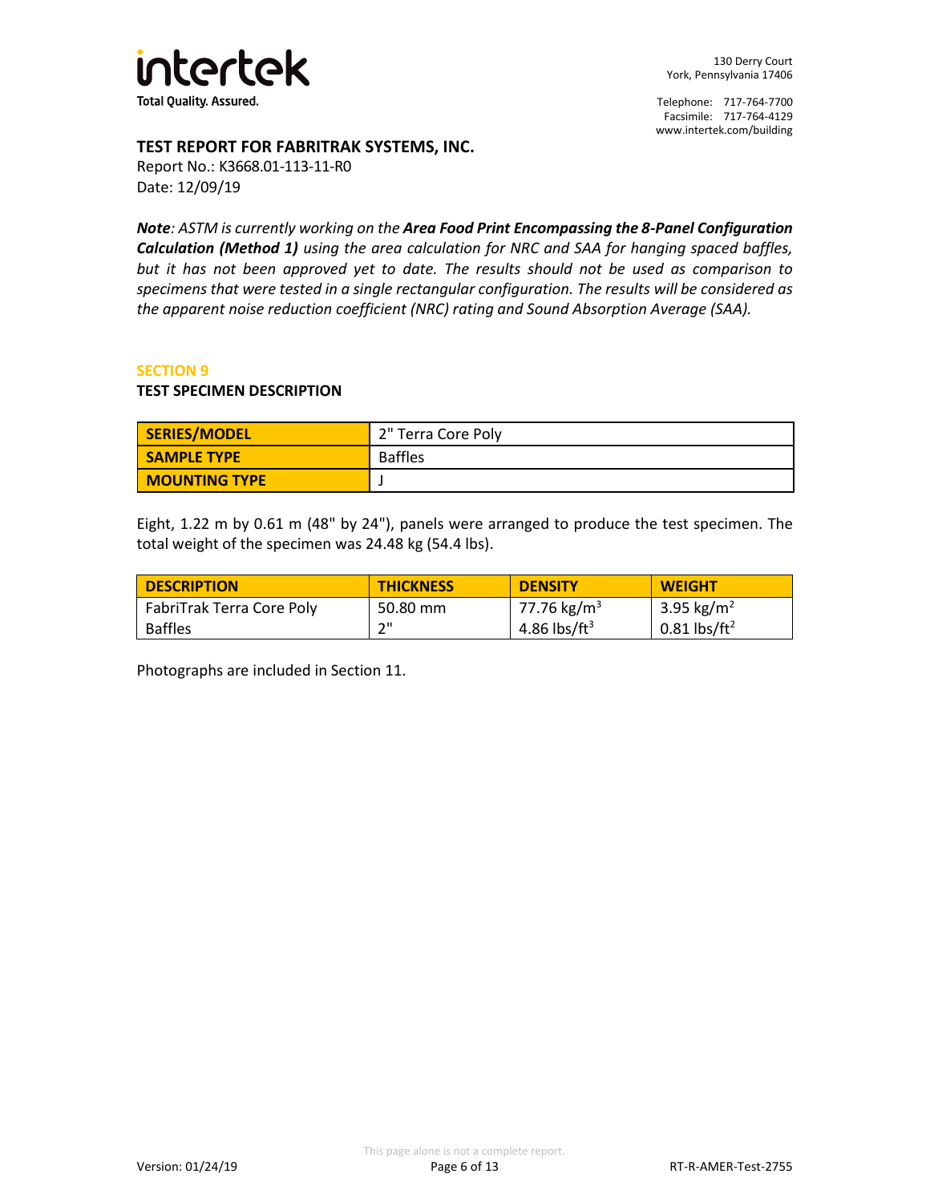**TEST REPORT FOR FABRITRAK SYSTEMS, INC.**
Report No.: K3668.01-113-11-R0
Date: 12/09/19

***Note**: ASTM is currently working on the **Area Food Print Encompassing the 8-Panel Configuration Calculation (Method 1)** using the area calculation for NRC and SAA for hanging spaced baffles, but it has not been approved yet to date. The results should not be used as comparison to specimens that were tested in a single rectangular configuration. The results will be considered as the apparent noise reduction coefficient (NRC) rating and Sound Absorption Average (SAA).*

## SECTION 9

### TEST SPECIMEN DESCRIPTION

| SERIES/MODEL | 2" Terra Core Poly |
|---|---|
| SAMPLE TYPE | Baffles |
| MOUNTING TYPE | J |

Eight, 1.22 m by 0.61 m (48" by 24"), panels were arranged to produce the test specimen. The total weight of the specimen was 24.48 kg (54.4 lbs).

| DESCRIPTION | THICKNESS | DENSITY | WEIGHT |
|---|---|---|---|
| FabriTrak Terra Core Poly Baffles | 50.80 mm<br>2" | 77.76 $kg/m^3$<br>4.86 $lbs/ft^3$ | 3.95 $kg/m^2$<br>0.81 $lbs/ft^2$ |

Photographs are included in Section 11.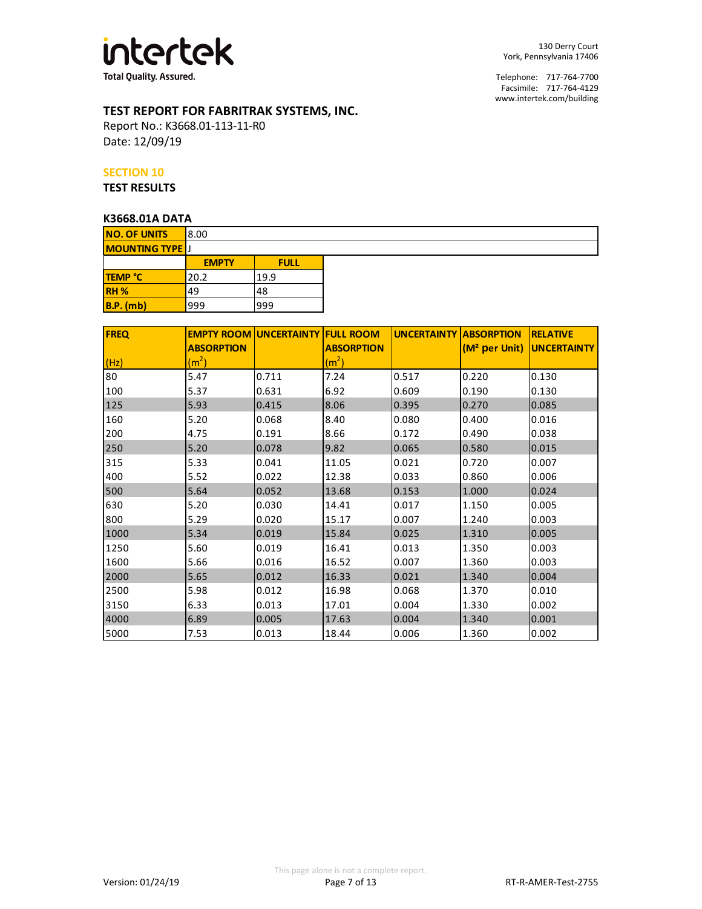# TEST REPORT FOR FABRITRAK SYSTEMS, INC.

Report No.: K3668.01-113-11-R0
Date: 12/09/19

## SECTION 10
## TEST RESULTS

### K3668.01A DATA

| NO. OF UNITS | 8.00 | |
|---|---|---|
| MOUNTING TYPE | J | |
| | EMPTY | FULL |
| TEMP °C | 20.2 | 19.9 |
| RH % | 49 | 48 |
| B.P. (mb) | 999 | 999 |

| FREQ (Hz) | EMPTY ROOM ABSORPTION ($m^2$) | UNCERTAINTY | FULL ROOM ABSORPTION ($m^2$) | UNCERTAINTY | ABSORPTION ($M^2$ per Unit) | RELATIVE UNCERTAINTY |
|---|---|---|---|---|---|---|
| 80 | 5.47 | 0.711 | 7.24 | 0.517 | 0.220 | 0.130 |
| 100 | 5.37 | 0.631 | 6.92 | 0.609 | 0.190 | 0.130 |
| 125 | 5.93 | 0.415 | 8.06 | 0.395 | 0.270 | 0.085 |
| 160 | 5.20 | 0.068 | 8.40 | 0.080 | 0.400 | 0.016 |
| 200 | 4.75 | 0.191 | 8.66 | 0.172 | 0.490 | 0.038 |
| 250 | 5.20 | 0.078 | 9.82 | 0.065 | 0.580 | 0.015 |
| 315 | 5.33 | 0.041 | 11.05 | 0.021 | 0.720 | 0.007 |
| 400 | 5.52 | 0.022 | 12.38 | 0.033 | 0.860 | 0.006 |
| 500 | 5.64 | 0.052 | 13.68 | 0.153 | 1.000 | 0.024 |
| 630 | 5.20 | 0.030 | 14.41 | 0.017 | 1.150 | 0.005 |
| 800 | 5.29 | 0.020 | 15.17 | 0.007 | 1.240 | 0.003 |
| 1000 | 5.34 | 0.019 | 15.84 | 0.025 | 1.310 | 0.005 |
| 1250 | 5.60 | 0.019 | 16.41 | 0.013 | 1.350 | 0.003 |
| 1600 | 5.66 | 0.016 | 16.52 | 0.007 | 1.360 | 0.003 |
| 2000 | 5.65 | 0.012 | 16.33 | 0.021 | 1.340 | 0.004 |
| 2500 | 5.98 | 0.012 | 16.98 | 0.068 | 1.370 | 0.010 |
| 3150 | 6.33 | 0.013 | 17.01 | 0.004 | 1.330 | 0.002 |
| 4000 | 6.89 | 0.005 | 17.63 | 0.004 | 1.340 | 0.001 |
| 5000 | 7.53 | 0.013 | 18.44 | 0.006 | 1.360 | 0.002 |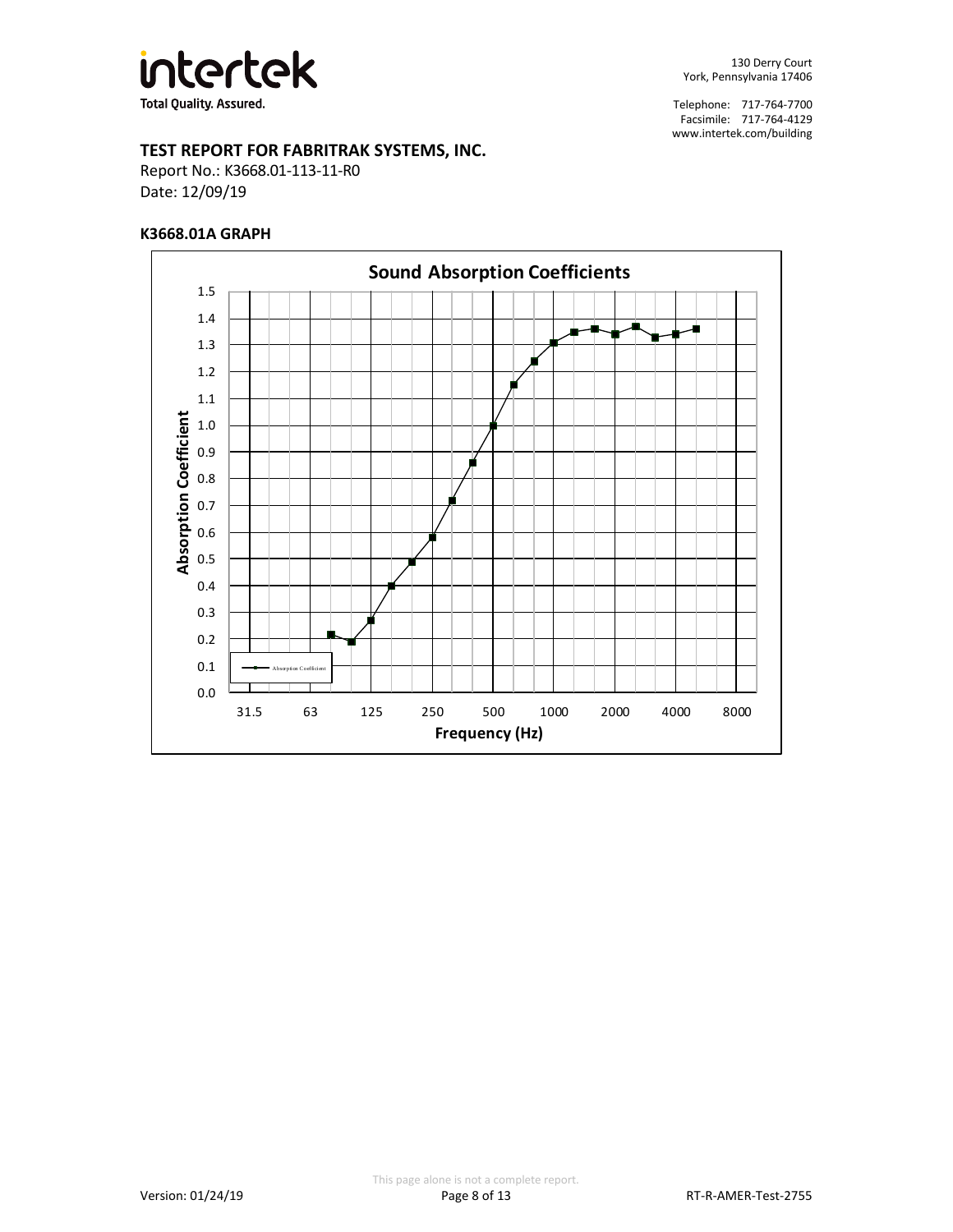**TEST REPORT FOR FABRITRAK SYSTEMS, INC.**

Report No.: K3668.01-113-11-R0

Date: 12/09/19

**K3668.01A GRAPH**

**Sound Absorption Coefficients**

Absorption Coefficient (y-axis, 0.0 – 1.5)

Frequency (Hz) (x-axis: 31.5, 63, 125, 250, 500, 1000, 2000, 4000, 8000)

Legend: Absorption Coefficient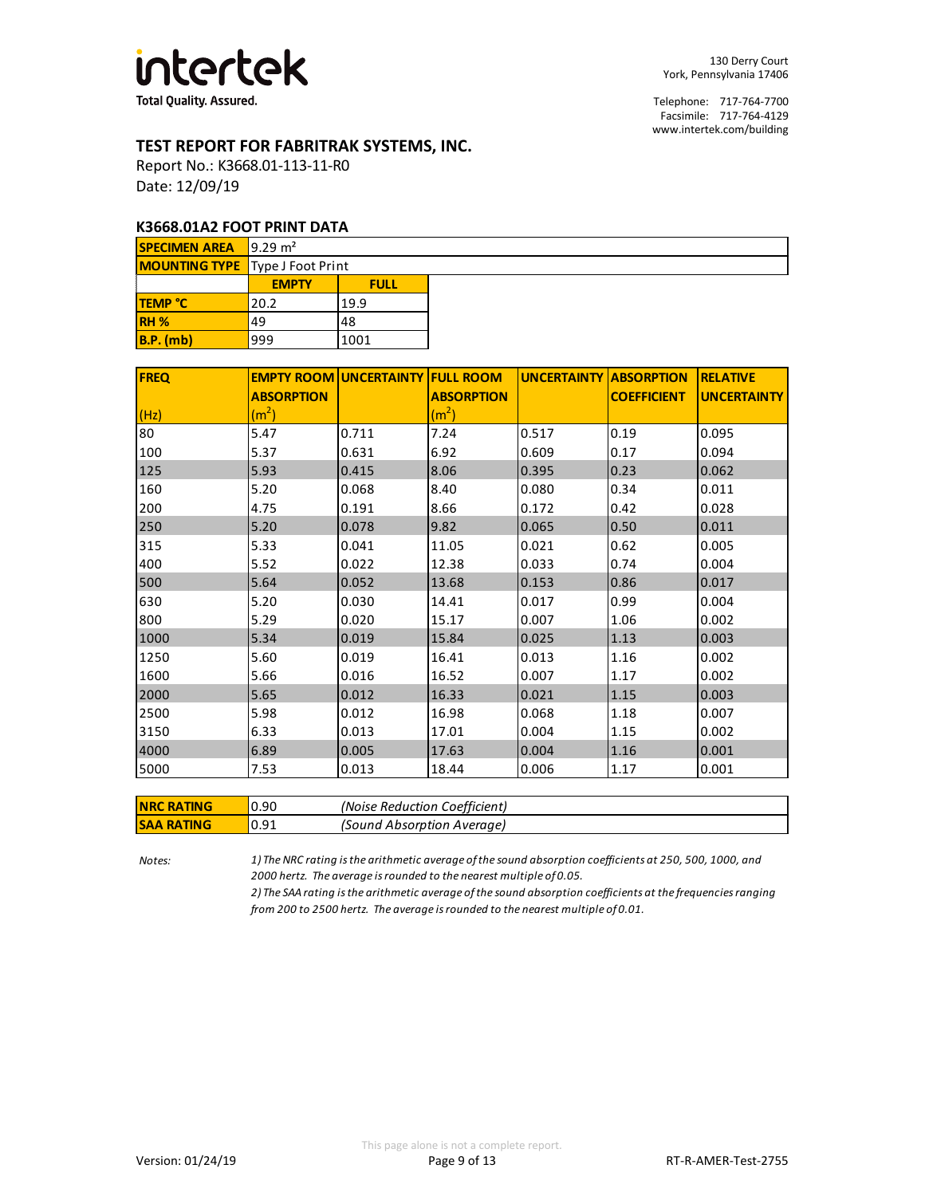**intertek**
Total Quality. Assured.

130 Derry Court
York, Pennsylvania 17406

Telephone: 717-764-7700
Facsimile: 717-764-4129
www.intertek.com/building

## TEST REPORT FOR FABRITRAK SYSTEMS, INC.

Report No.: K3668.01-113-11-R0
Date: 12/09/19

### K3668.01A2 FOOT PRINT DATA

| SPECIMEN AREA | 9.29 m² |
|---|---|
| MOUNTING TYPE | Type J Foot Print |

| | EMPTY | FULL |
|---|---|---|
| TEMP °C | 20.2 | 19.9 |
| RH % | 49 | 48 |
| B.P. (mb) | 999 | 1001 |

| FREQ (Hz) | EMPTY ROOM ABSORPTION ($m^2$) | UNCERTAINTY | FULL ROOM ABSORPTION ($m^2$) | UNCERTAINTY | ABSORPTION COEFFICIENT | RELATIVE UNCERTAINTY |
|---|---|---|---|---|---|---|
| 80 | 5.47 | 0.711 | 7.24 | 0.517 | 0.19 | 0.095 |
| 100 | 5.37 | 0.631 | 6.92 | 0.609 | 0.17 | 0.094 |
| 125 | 5.93 | 0.415 | 8.06 | 0.395 | 0.23 | 0.062 |
| 160 | 5.20 | 0.068 | 8.40 | 0.080 | 0.34 | 0.011 |
| 200 | 4.75 | 0.191 | 8.66 | 0.172 | 0.42 | 0.028 |
| 250 | 5.20 | 0.078 | 9.82 | 0.065 | 0.50 | 0.011 |
| 315 | 5.33 | 0.041 | 11.05 | 0.021 | 0.62 | 0.005 |
| 400 | 5.52 | 0.022 | 12.38 | 0.033 | 0.74 | 0.004 |
| 500 | 5.64 | 0.052 | 13.68 | 0.153 | 0.86 | 0.017 |
| 630 | 5.20 | 0.030 | 14.41 | 0.017 | 0.99 | 0.004 |
| 800 | 5.29 | 0.020 | 15.17 | 0.007 | 1.06 | 0.002 |
| 1000 | 5.34 | 0.019 | 15.84 | 0.025 | 1.13 | 0.003 |
| 1250 | 5.60 | 0.019 | 16.41 | 0.013 | 1.16 | 0.002 |
| 1600 | 5.66 | 0.016 | 16.52 | 0.007 | 1.17 | 0.002 |
| 2000 | 5.65 | 0.012 | 16.33 | 0.021 | 1.15 | 0.003 |
| 2500 | 5.98 | 0.012 | 16.98 | 0.068 | 1.18 | 0.007 |
| 3150 | 6.33 | 0.013 | 17.01 | 0.004 | 1.15 | 0.002 |
| 4000 | 6.89 | 0.005 | 17.63 | 0.004 | 1.16 | 0.001 |
| 5000 | 7.53 | 0.013 | 18.44 | 0.006 | 1.17 | 0.001 |

| NRC RATING | 0.90 | *(Noise Reduction Coefficient)* |
|---|---|---|
| SAA RATING | 0.91 | *(Sound Absorption Average)* |

*Notes:*

*1) The NRC rating is the arithmetic average of the sound absorption coefficients at 250, 500, 1000, and 2000 hertz. The average is rounded to the nearest multiple of 0.05.*

*2) The SAA rating is the arithmetic average of the sound absorption coefficients at the frequencies ranging from 200 to 2500 hertz. The average is rounded to the nearest multiple of 0.01.*

This page alone is not a complete report.

Version: 01/24/19 RT-R-AMER-Test-2755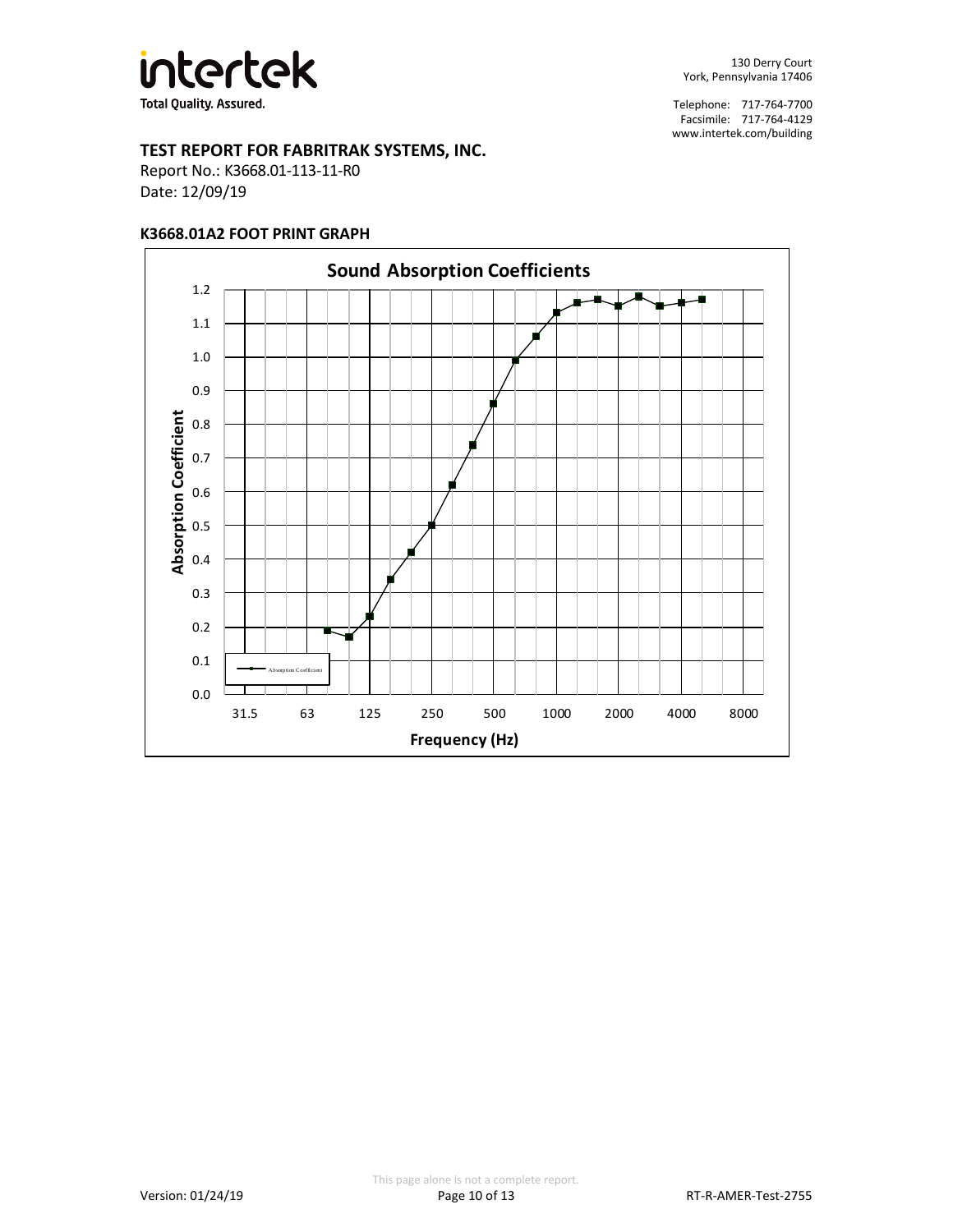**TEST REPORT FOR FABRITRAK SYSTEMS, INC.**

Report No.: K3668.01-113-11-R0

Date: 12/09/19

**K3668.01A2 FOOT PRINT GRAPH**

**Sound Absorption Coefficients**

Absorption Coefficient

Frequency (Hz)

31.5 63 125 250 500 1000 2000 4000 8000

This page alone is not a complete report.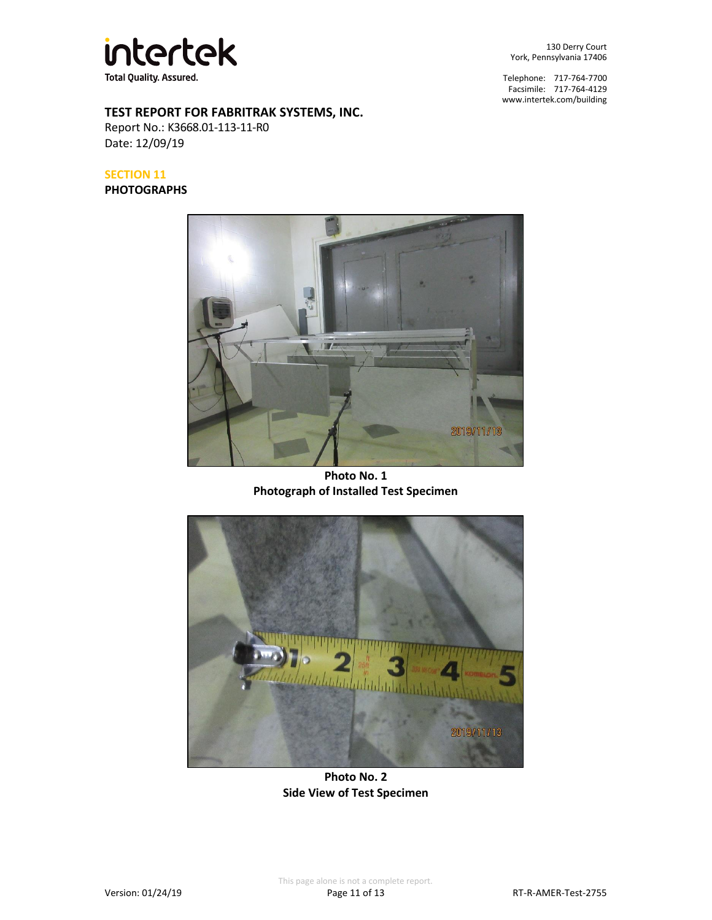**intertek**
Total Quality. Assured.

130 Derry Court
York, Pennsylvania 17406

Telephone: 717-764-7700
Facsimile: 717-764-4129
www.intertek.com/building

**TEST REPORT FOR FABRITRAK SYSTEMS, INC.**
Report No.: K3668.01-113-11-R0
Date: 12/09/19

## SECTION 11

## PHOTOGRAPHS

**Photo No. 1**
**Photograph of Installed Test Specimen**

**Photo No. 2**
**Side View of Test Specimen**

This page alone is not a complete report.

Version: 01/24/19 RT-R-AMER-Test-2755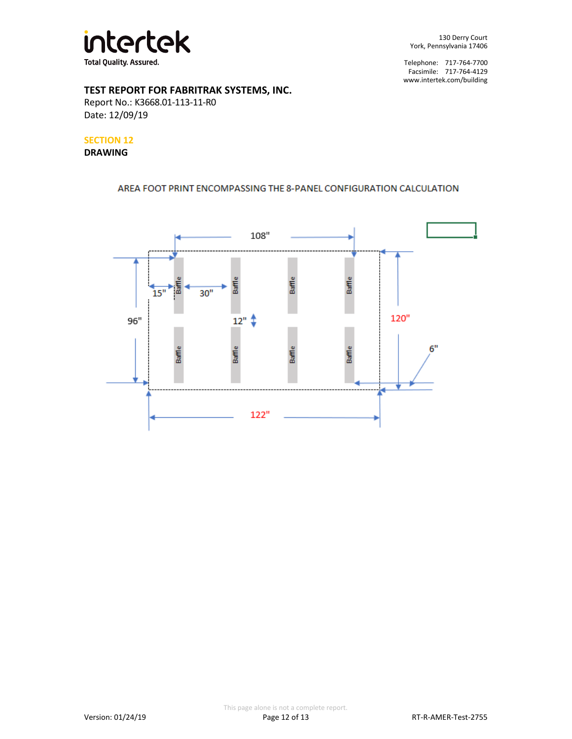**TEST REPORT FOR FABRITRAK SYSTEMS, INC.**
Report No.: K3668.01-113-11-R0
Date: 12/09/19

## SECTION 12
## DRAWING

AREA FOOT PRINT ENCOMPASSING THE 8-PANEL CONFIGURATION CALCULATION

108"

15" 30"

96" 12" 120"

6"

Baffle Baffle Baffle Baffle

Baffle Baffle Baffle Baffle

122"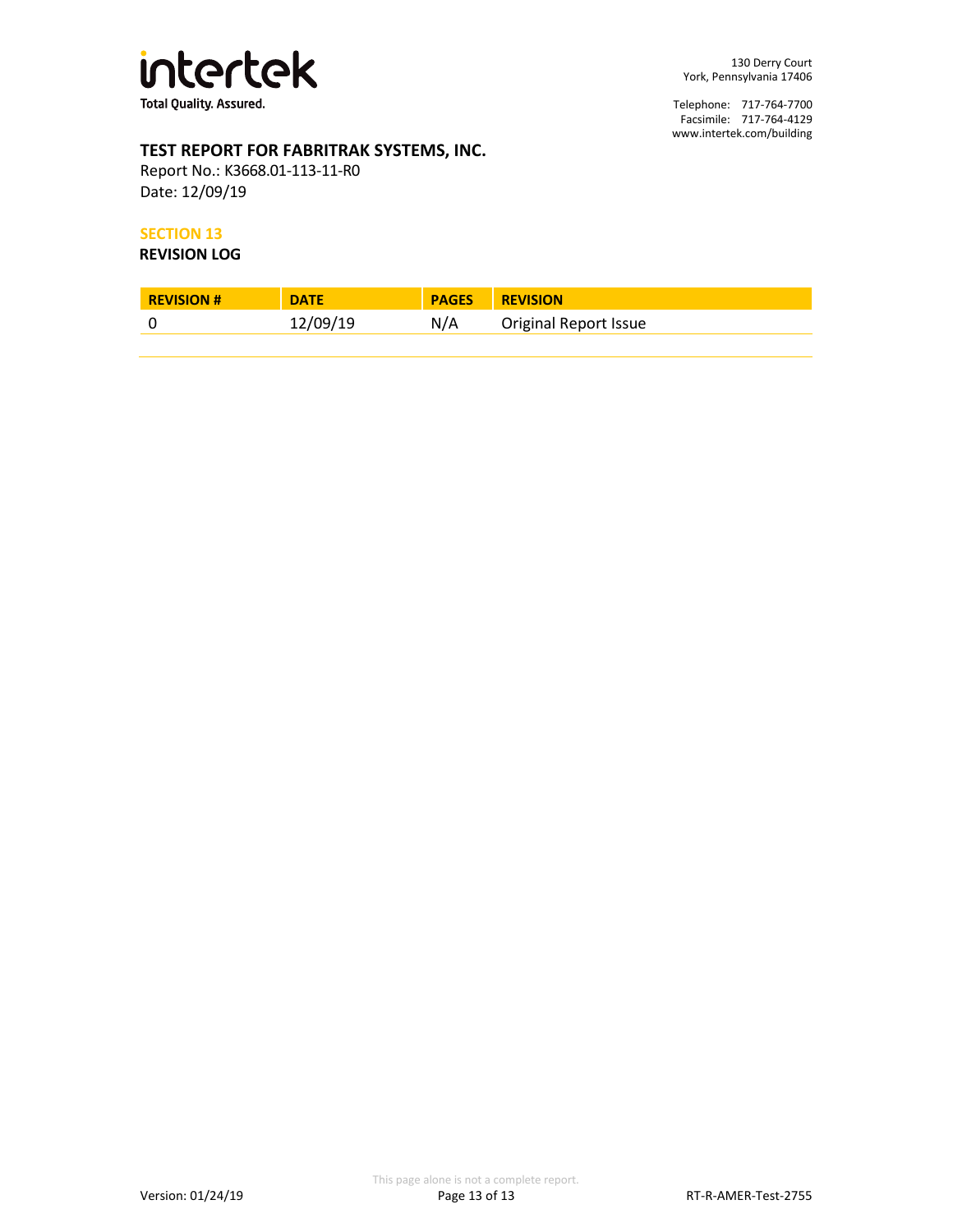## SECTION 13

## REVISION LOG

| REVISION # | DATE | PAGES | REVISION |
| --- | --- | --- | --- |
| 0 | 12/09/19 | N/A | Original Report Issue |